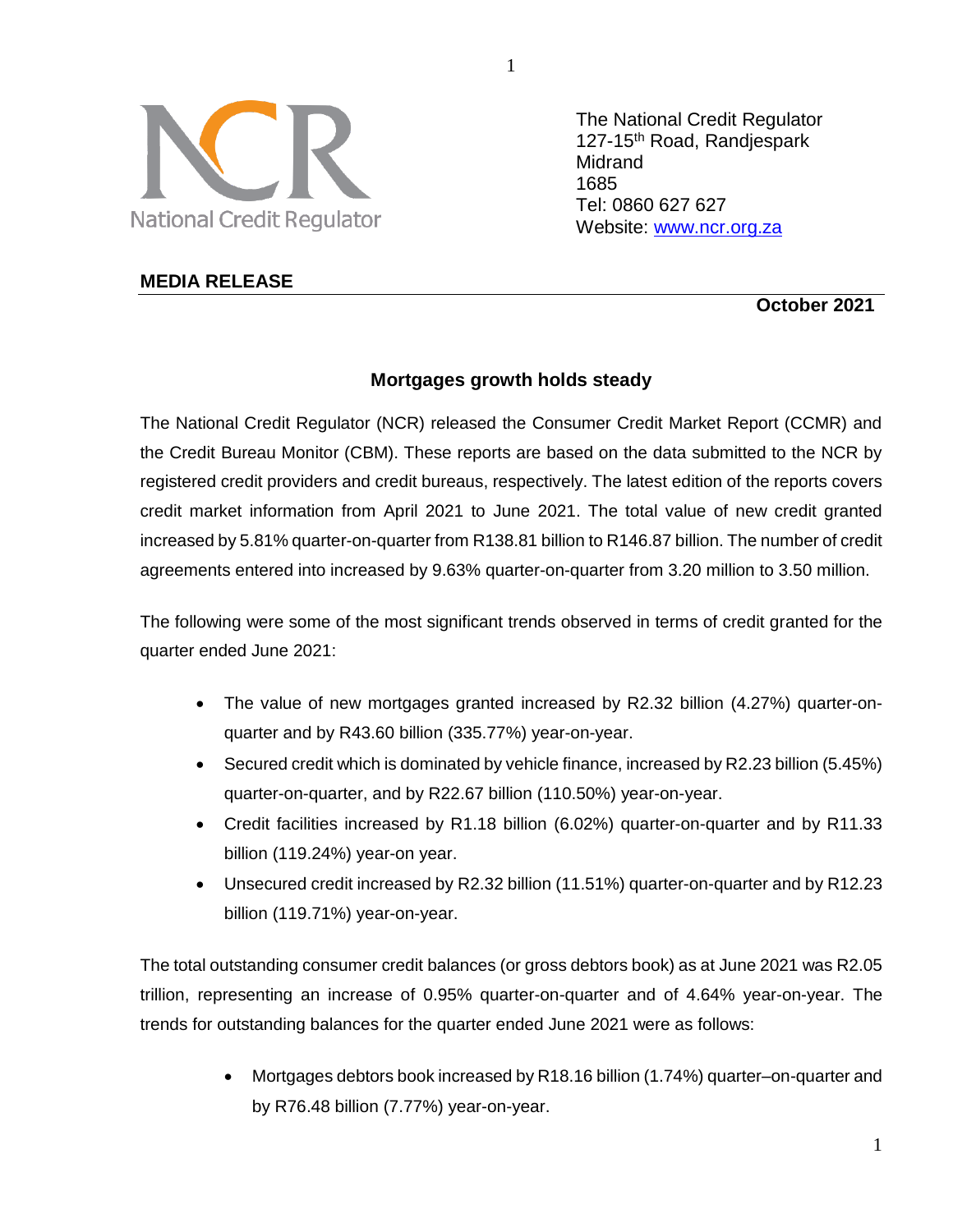National Credit Regulator

The National Credit Regulator
127-15th Road, Randjespark
Midrand
1685
Tel: 0860 627 627
Website: [www.ncr.org.za](http://www.ncr.org.za)

**MEDIA RELEASE**

**October 2021**

## Mortgages growth holds steady

The National Credit Regulator (NCR) released the Consumer Credit Market Report (CCMR) and the Credit Bureau Monitor (CBM). These reports are based on the data submitted to the NCR by registered credit providers and credit bureaus, respectively. The latest edition of the reports covers credit market information from April 2021 to June 2021. The total value of new credit granted increased by 5.81% quarter-on-quarter from R138.81 billion to R146.87 billion. The number of credit agreements entered into increased by 9.63% quarter-on-quarter from 3.20 million to 3.50 million.

The following were some of the most significant trends observed in terms of credit granted for the quarter ended June 2021:

- The value of new mortgages granted increased by R2.32 billion (4.27%) quarter-on-quarter and by R43.60 billion (335.77%) year-on-year.
- Secured credit which is dominated by vehicle finance, increased by R2.23 billion (5.45%) quarter-on-quarter, and by R22.67 billion (110.50%) year-on-year.
- Credit facilities increased by R1.18 billion (6.02%) quarter-on-quarter and by R11.33 billion (119.24%) year-on year.
- Unsecured credit increased by R2.32 billion (11.51%) quarter-on-quarter and by R12.23 billion (119.71%) year-on-year.

The total outstanding consumer credit balances (or gross debtors book) as at June 2021 was R2.05 trillion, representing an increase of 0.95% quarter-on-quarter and of 4.64% year-on-year. The trends for outstanding balances for the quarter ended June 2021 were as follows:

- Mortgages debtors book increased by R18.16 billion (1.74%) quarter–on-quarter and by R76.48 billion (7.77%) year-on-year.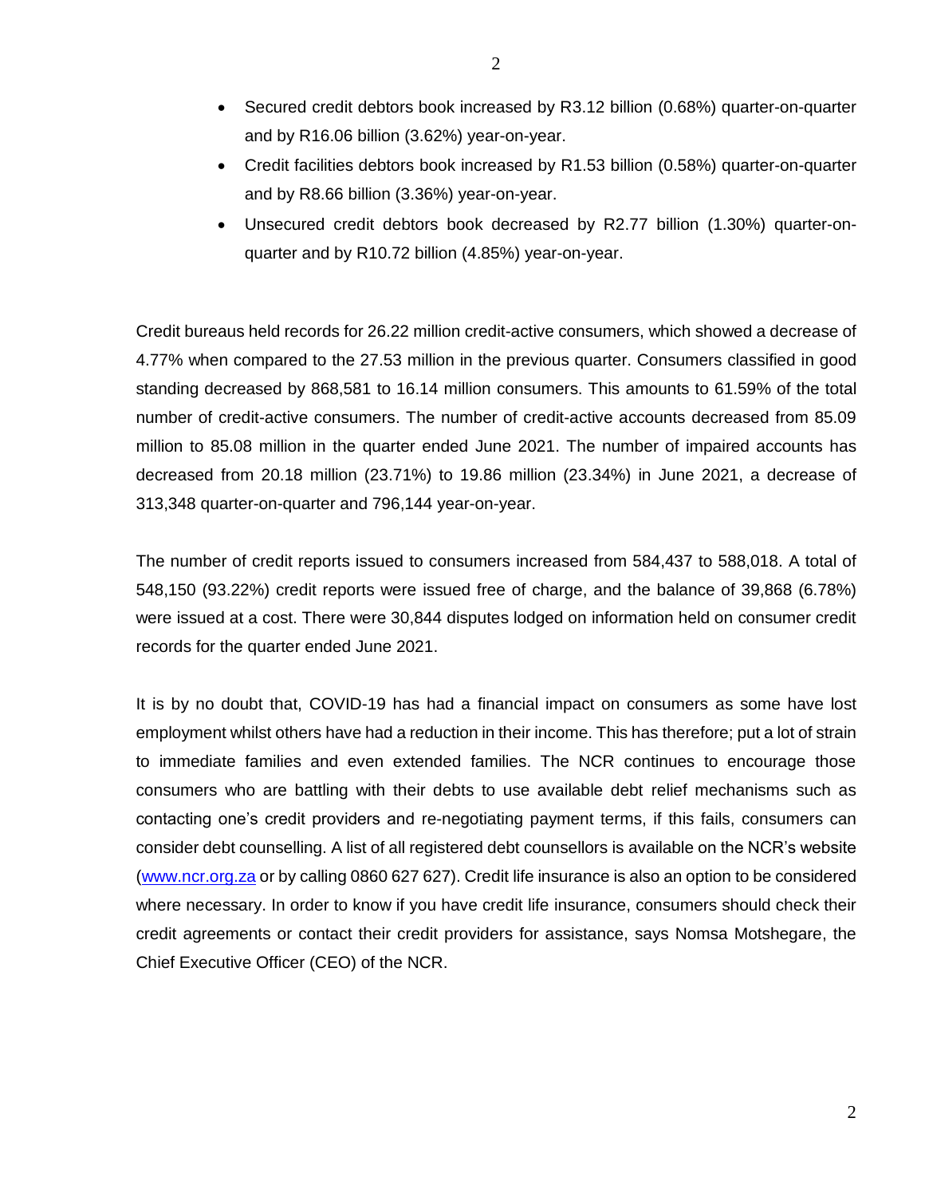- Secured credit debtors book increased by R3.12 billion (0.68%) quarter-on-quarter and by R16.06 billion (3.62%) year-on-year.
- Credit facilities debtors book increased by R1.53 billion (0.58%) quarter-on-quarter and by R8.66 billion (3.36%) year-on-year.
- Unsecured credit debtors book decreased by R2.77 billion (1.30%) quarter-on-quarter and by R10.72 billion (4.85%) year-on-year.

Credit bureaus held records for 26.22 million credit-active consumers, which showed a decrease of 4.77% when compared to the 27.53 million in the previous quarter. Consumers classified in good standing decreased by 868,581 to 16.14 million consumers. This amounts to 61.59% of the total number of credit-active consumers. The number of credit-active accounts decreased from 85.09 million to 85.08 million in the quarter ended June 2021. The number of impaired accounts has decreased from 20.18 million (23.71%) to 19.86 million (23.34%) in June 2021, a decrease of 313,348 quarter-on-quarter and 796,144 year-on-year.

The number of credit reports issued to consumers increased from 584,437 to 588,018. A total of 548,150 (93.22%) credit reports were issued free of charge, and the balance of 39,868 (6.78%) were issued at a cost. There were 30,844 disputes lodged on information held on consumer credit records for the quarter ended June 2021.

It is by no doubt that, COVID-19 has had a financial impact on consumers as some have lost employment whilst others have had a reduction in their income. This has therefore; put a lot of strain to immediate families and even extended families. The NCR continues to encourage those consumers who are battling with their debts to use available debt relief mechanisms such as contacting one's credit providers and re-negotiating payment terms, if this fails, consumers can consider debt counselling. A list of all registered debt counsellors is available on the NCR's website (www.ncr.org.za or by calling 0860 627 627). Credit life insurance is also an option to be considered where necessary. In order to know if you have credit life insurance, consumers should check their credit agreements or contact their credit providers for assistance, says Nomsa Motshegare, the Chief Executive Officer (CEO) of the NCR.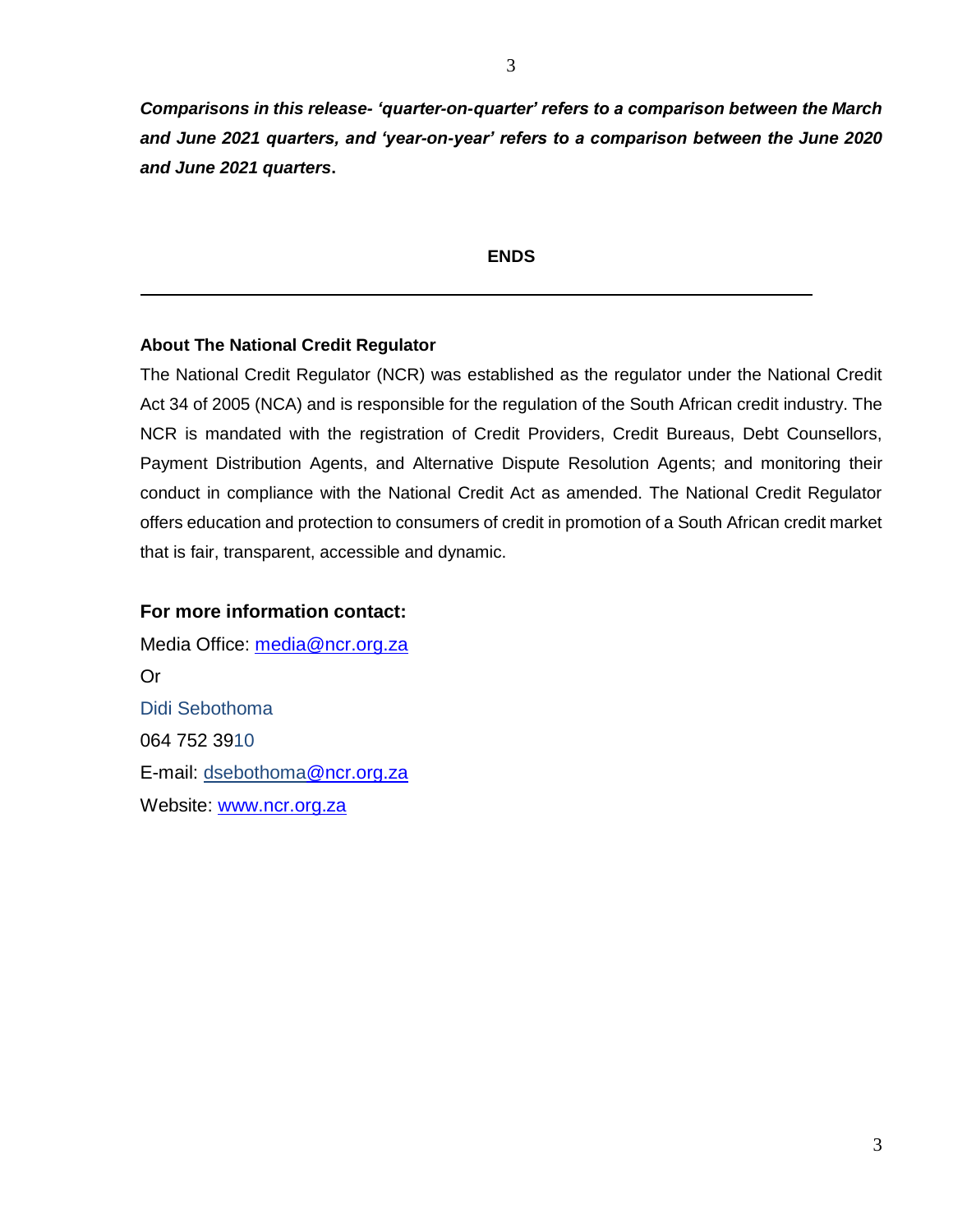***Comparisons in this release- 'quarter-on-quarter' refers to a comparison between the March and June 2021 quarters, and 'year-on-year' refers to a comparison between the June 2020 and June 2021 quarters*.**

**ENDS**

---

**About The National Credit Regulator**

The National Credit Regulator (NCR) was established as the regulator under the National Credit Act 34 of 2005 (NCA) and is responsible for the regulation of the South African credit industry. The NCR is mandated with the registration of Credit Providers, Credit Bureaus, Debt Counsellors, Payment Distribution Agents, and Alternative Dispute Resolution Agents; and monitoring their conduct in compliance with the National Credit Act as amended. The National Credit Regulator offers education and protection to consumers of credit in promotion of a South African credit market that is fair, transparent, accessible and dynamic.

**For more information contact:**

Media Office: media@ncr.org.za

Or

Didi Sebothoma

064 752 3910

E-mail: dsebothoma@ncr.org.za

Website: www.ncr.org.za